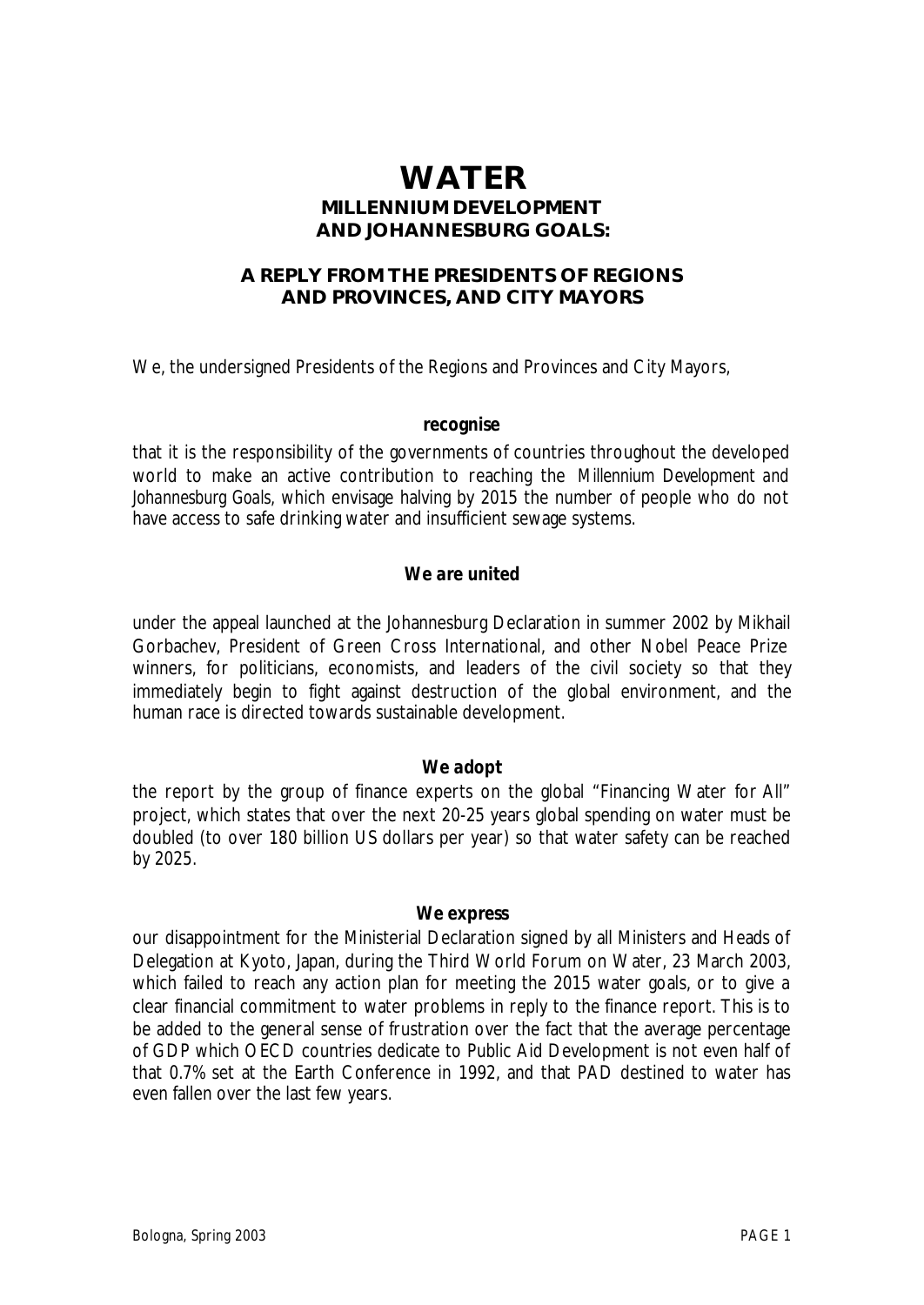# WATER

## MILLENNIUM DEVELOPMENT AND JOHANNESBURG GOALS:

## A REPLY FROM THE PRESIDENTS OF REGIONS AND PROVINCES, AND CITY MAYORS

We, the undersigned Presidents of the Regions and Provinces and City Mayors,

**recognise**

that it is the responsibility of the governments of countries throughout the developed world to make an active contribution to reaching the *Millennium Development and Johannesburg Goals*, which envisage halving by 2015 the number of people who do not have access to safe drinking water and insufficient sewage systems.

**We are united**

under the appeal launched at the Johannesburg Declaration in summer 2002 by Mikhail Gorbachev, President of Green Cross International, and other Nobel Peace Prize winners, for politicians, economists, and leaders of the civil society so that they immediately begin to fight against destruction of the global environment, and the human race is directed towards sustainable development.

**We adopt**

the report by the group of finance experts on the global "Financing Water for All" project, which states that over the next 20-25 years global spending on water must be doubled (to over 180 billion US dollars per year) so that water safety can be reached by 2025.

**We express**

our disappointment for the Ministerial Declaration signed by all Ministers and Heads of Delegation at Kyoto, Japan, during the Third World Forum on Water, 23 March 2003, which failed to reach any action plan for meeting the 2015 water goals, or to give a clear financial commitment to water problems in reply to the finance report. This is to be added to the general sense of frustration over the fact that the average percentage of GDP which OECD countries dedicate to Public Aid Development is not even half of that 0.7% set at the Earth Conference in 1992, and that PAD destined to water has even fallen over the last few years.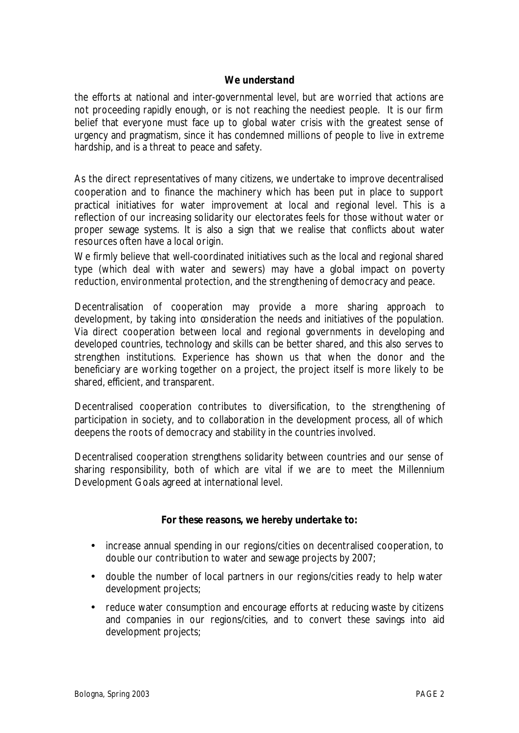***We understand***

the efforts at national and inter-governmental level, but are worried that actions are not proceeding rapidly enough, or is not reaching the neediest people. It is our firm belief that everyone must face up to global water crisis with the greatest sense of urgency and pragmatism, since it has condemned millions of people to live in extreme hardship, and is a threat to peace and safety.

As the direct representatives of many citizens, we undertake to improve decentralised cooperation and to finance the machinery which has been put in place to support practical initiatives for water improvement at local and regional level. This is a reflection of our increasing solidarity our electorates feels for those without water or proper sewage systems. It is also a sign that we realise that conflicts about water resources often have a local origin.

We firmly believe that well-coordinated initiatives such as the local and regional shared type (which deal with water and sewers) may have a global impact on poverty reduction, environmental protection, and the strengthening of democracy and peace.

Decentralisation of cooperation may provide a more sharing approach to development, by taking into consideration the needs and initiatives of the population. Via direct cooperation between local and regional governments in developing and developed countries, technology and skills can be better shared, and this also serves to strengthen institutions. Experience has shown us that when the donor and the beneficiary are working together on a project, the project itself is more likely to be shared, efficient, and transparent.

Decentralised cooperation contributes to diversification, to the strengthening of participation in society, and to collaboration in the development process, all of which deepens the roots of democracy and stability in the countries involved.

Decentralised cooperation strengthens solidarity between countries and our sense of sharing responsibility, both of which are vital if we are to meet the Millennium Development Goals agreed at international level.

***For these reasons, we hereby undertake to:***

- increase annual spending in our regions/cities on decentralised cooperation, to double our contribution to water and sewage projects by 2007;
- double the number of local partners in our regions/cities ready to help water development projects;
- reduce water consumption and encourage efforts at reducing waste by citizens and companies in our regions/cities, and to convert these savings into aid development projects;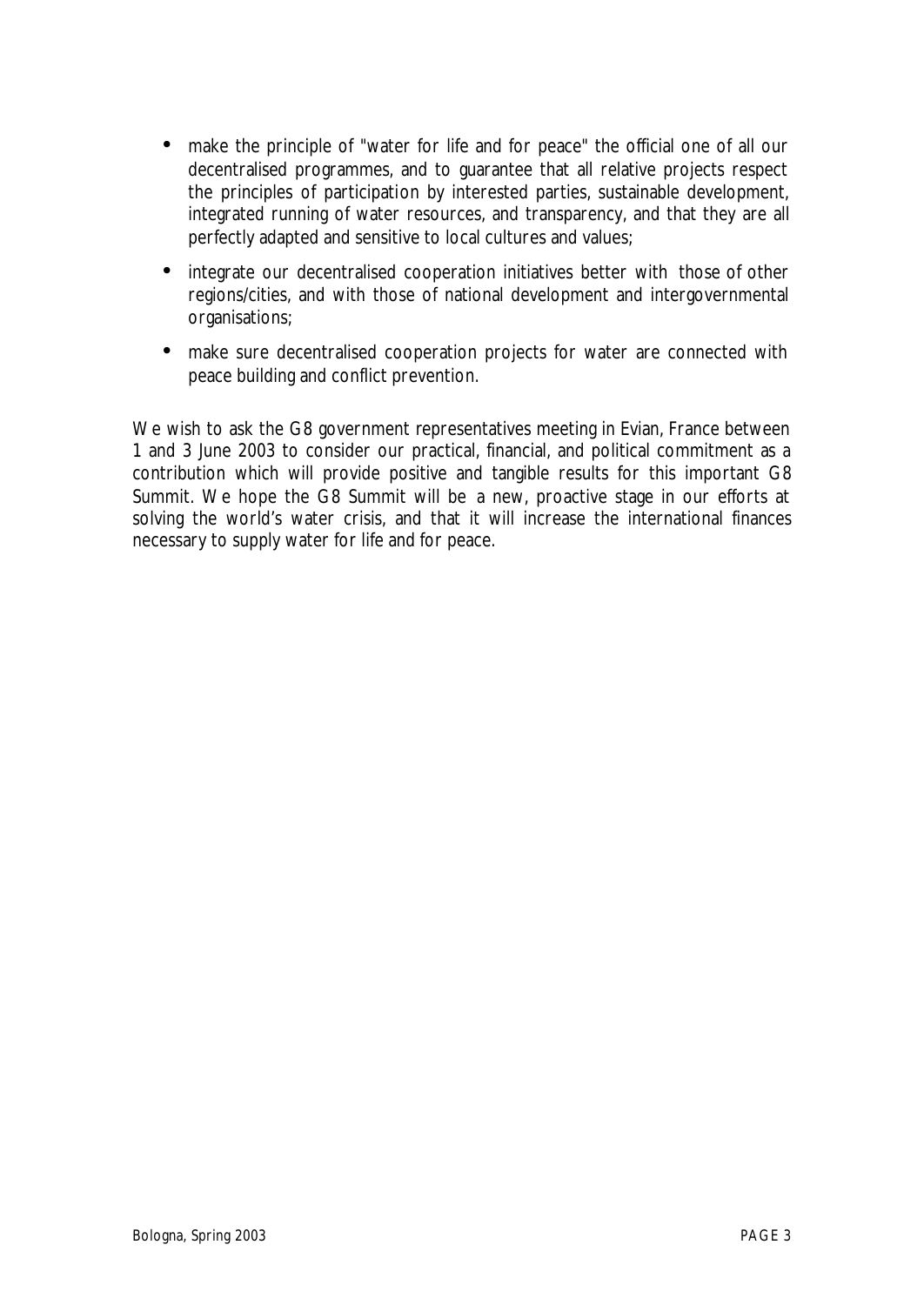- make the principle of "water for life and for peace" the official one of all our decentralised programmes, and to guarantee that all relative projects respect the principles of participation by interested parties, sustainable development, integrated running of water resources, and transparency, and that they are all perfectly adapted and sensitive to local cultures and values;
- integrate our decentralised cooperation initiatives better with those of other regions/cities, and with those of national development and intergovernmental organisations;
- make sure decentralised cooperation projects for water are connected with peace building and conflict prevention.

We wish to ask the G8 government representatives meeting in Evian, France between 1 and 3 June 2003 to consider our practical, financial, and political commitment as a contribution which will provide positive and tangible results for this important G8 Summit. We hope the G8 Summit will be a new, proactive stage in our efforts at solving the world's water crisis, and that it will increase the international finances necessary to supply water for life and for peace.